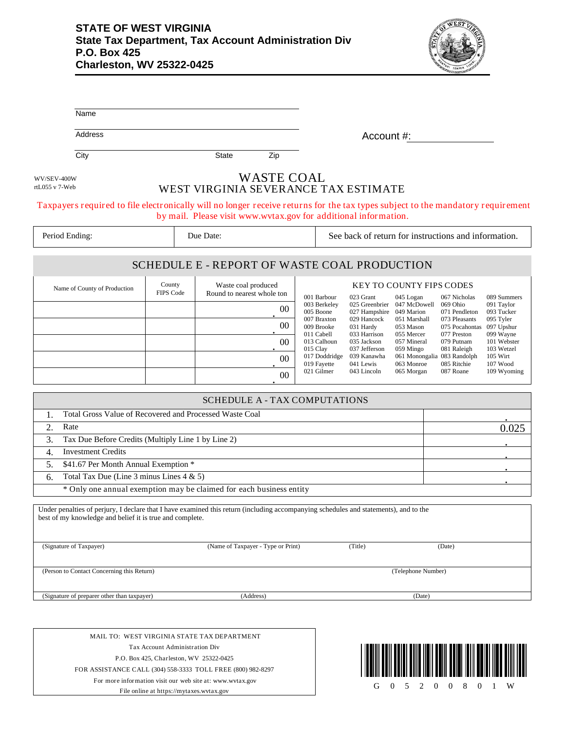**STATE OF WEST VIRGINIA**
**State Tax Department, Tax Account Administration Div**
**P.O. Box 425**
**Charleston, WV 25322-0425**

Name

Address

City State Zip

Account #:

WV/SEV-400W
rtL055 v 7-Web

# WASTE COAL
## WEST VIRGINIA SEVERANCE TAX ESTIMATE

Taxpayers required to file electronically will no longer receive returns for the tax types subject to the mandatory requirement by mail. Please visit www.wvtax.gov for additional information.

| Period Ending: | Due Date: | See back of return for instructions and information. |
|---|---|---|

## SCHEDULE E - REPORT OF WASTE COAL PRODUCTION

| Name of County of Production | County FIPS Code | Waste coal produced Round to nearest whole ton |
|---|---|---|
| | | . 00 |
| | | . 00 |
| | | . 00 |
| | | . 00 |
| | | . 00 |

**KEY TO COUNTY FIPS CODES**

| | | | | |
|---|---|---|---|---|
| 001 Barbour | 023 Grant | 045 Logan | 067 Nicholas | 089 Summers |
| 003 Berkeley | 025 Greenbrier | 047 McDowell | 069 Ohio | 091 Taylor |
| 005 Boone | 027 Hampshire | 049 Marion | 071 Pendleton | 093 Tucker |
| 007 Braxton | 029 Hancock | 051 Marshall | 073 Pleasants | 095 Tyler |
| 009 Brooke | 031 Hardy | 053 Mason | 075 Pocahontas | 097 Upshur |
| 011 Cabell | 033 Harrison | 055 Mercer | 077 Preston | 099 Wayne |
| 013 Calhoun | 035 Jackson | 057 Mineral | 079 Putnam | 101 Webster |
| 015 Clay | 037 Jefferson | 059 Mingo | 081 Raleigh | 103 Wetzel |
| 017 Doddridge | 039 Kanawha | 061 Monongalia | 083 Randolph | 105 Wirt |
| 019 Fayette | 041 Lewis | 063 Monroe | 085 Ritchie | 107 Wood |
| 021 Gilmer | 043 Lincoln | 065 Morgan | 087 Roane | 109 Wyoming |

## SCHEDULE A - TAX COMPUTATIONS

| | | |
|---|---|---|
| 1. | Total Gross Value of Recovered and Processed Waste Coal | . |
| 2. | Rate | 0.025 |
| 3. | Tax Due Before Credits (Multiply Line 1 by Line 2) | . |
| 4. | Investment Credits | . |
| 5. | $41.67 Per Month Annual Exemption * | . |
| 6. | Total Tax Due (Line 3 minus Lines 4 & 5) | . |
| | * Only one annual exemption may be claimed for each business entity | |

Under penalties of perjury, I declare that I have examined this return (including accompanying schedules and statements), and to the best of my knowledge and belief it is true and complete.

(Signature of Taxpayer) (Name of Taxpayer - Type or Print) (Title) (Date)

(Person to Contact Concerning this Return) (Telephone Number)

(Signature of preparer other than taxpayer) (Address) (Date)

MAIL TO: WEST VIRGINIA STATE TAX DEPARTMENT
Tax Account Administration Div
P.O. Box 425, Charleston, WV 25322-0425
FOR ASSISTANCE CALL (304) 558-3333 TOLL FREE (800) 982-8297
For more information visit our web site at: www.wvtax.gov
File online at https://mytaxes.wvtax.gov

G 0 5 2 0 0 8 0 1 W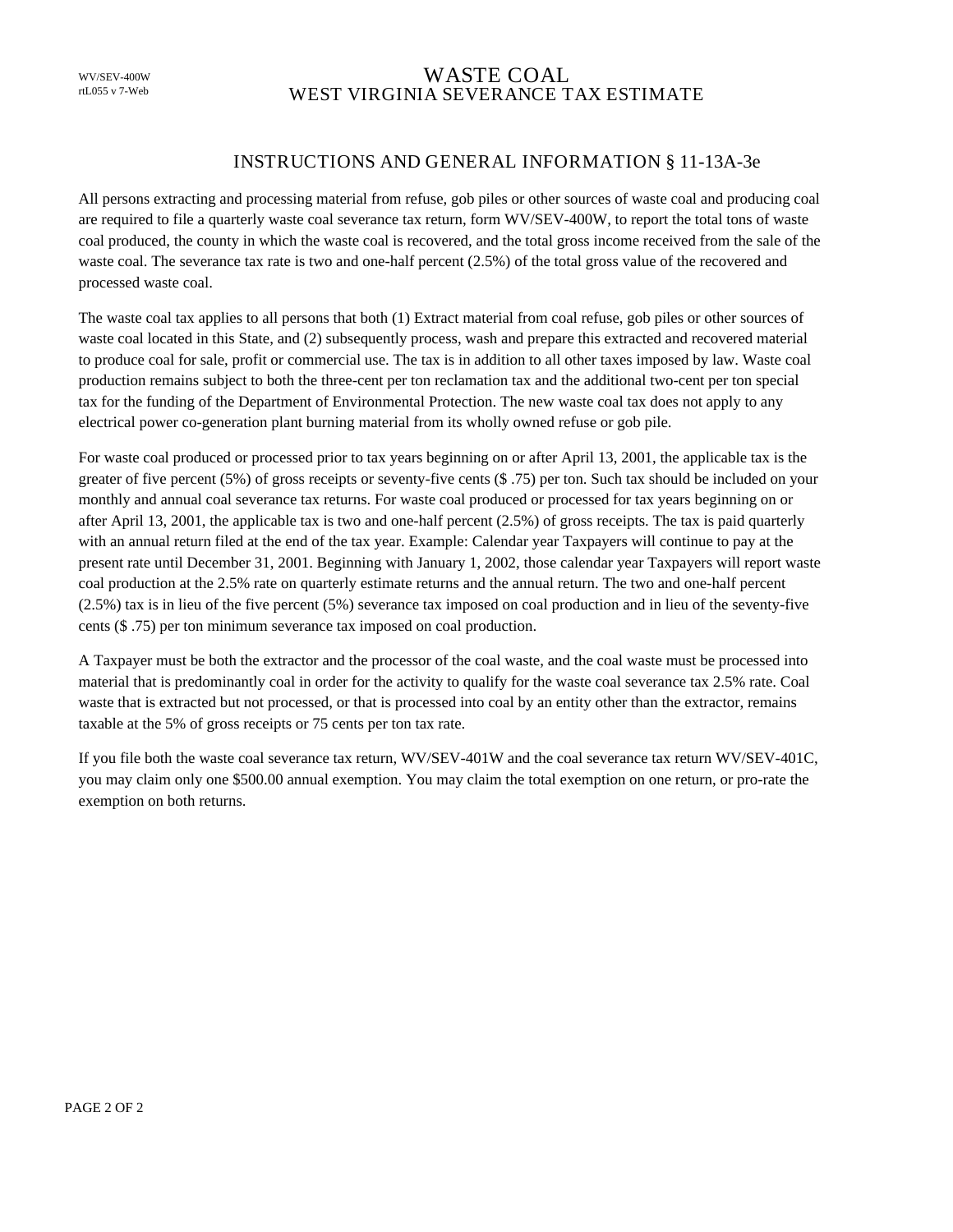WV/SEV-400W
rtL055 v 7-Web

# WASTE COAL
## WEST VIRGINIA SEVERANCE TAX ESTIMATE

### INSTRUCTIONS AND GENERAL INFORMATION § 11-13A-3e

All persons extracting and processing material from refuse, gob piles or other sources of waste coal and producing coal are required to file a quarterly waste coal severance tax return, form WV/SEV-400W, to report the total tons of waste coal produced, the county in which the waste coal is recovered, and the total gross income received from the sale of the waste coal. The severance tax rate is two and one-half percent (2.5%) of the total gross value of the recovered and processed waste coal.

The waste coal tax applies to all persons that both (1) Extract material from coal refuse, gob piles or other sources of waste coal located in this State, and (2) subsequently process, wash and prepare this extracted and recovered material to produce coal for sale, profit or commercial use. The tax is in addition to all other taxes imposed by law. Waste coal production remains subject to both the three-cent per ton reclamation tax and the additional two-cent per ton special tax for the funding of the Department of Environmental Protection. The new waste coal tax does not apply to any electrical power co-generation plant burning material from its wholly owned refuse or gob pile.

For waste coal produced or processed prior to tax years beginning on or after April 13, 2001, the applicable tax is the greater of five percent (5%) of gross receipts or seventy-five cents ($ .75) per ton. Such tax should be included on your monthly and annual coal severance tax returns. For waste coal produced or processed for tax years beginning on or after April 13, 2001, the applicable tax is two and one-half percent (2.5%) of gross receipts. The tax is paid quarterly with an annual return filed at the end of the tax year. Example: Calendar year Taxpayers will continue to pay at the present rate until December 31, 2001. Beginning with January 1, 2002, those calendar year Taxpayers will report waste coal production at the 2.5% rate on quarterly estimate returns and the annual return. The two and one-half percent (2.5%) tax is in lieu of the five percent (5%) severance tax imposed on coal production and in lieu of the seventy-five cents ($ .75) per ton minimum severance tax imposed on coal production.

A Taxpayer must be both the extractor and the processor of the coal waste, and the coal waste must be processed into material that is predominantly coal in order for the activity to qualify for the waste coal severance tax 2.5% rate. Coal waste that is extracted but not processed, or that is processed into coal by an entity other than the extractor, remains taxable at the 5% of gross receipts or 75 cents per ton tax rate.

If you file both the waste coal severance tax return, WV/SEV-401W and the coal severance tax return WV/SEV-401C, you may claim only one $500.00 annual exemption. You may claim the total exemption on one return, or pro-rate the exemption on both returns.